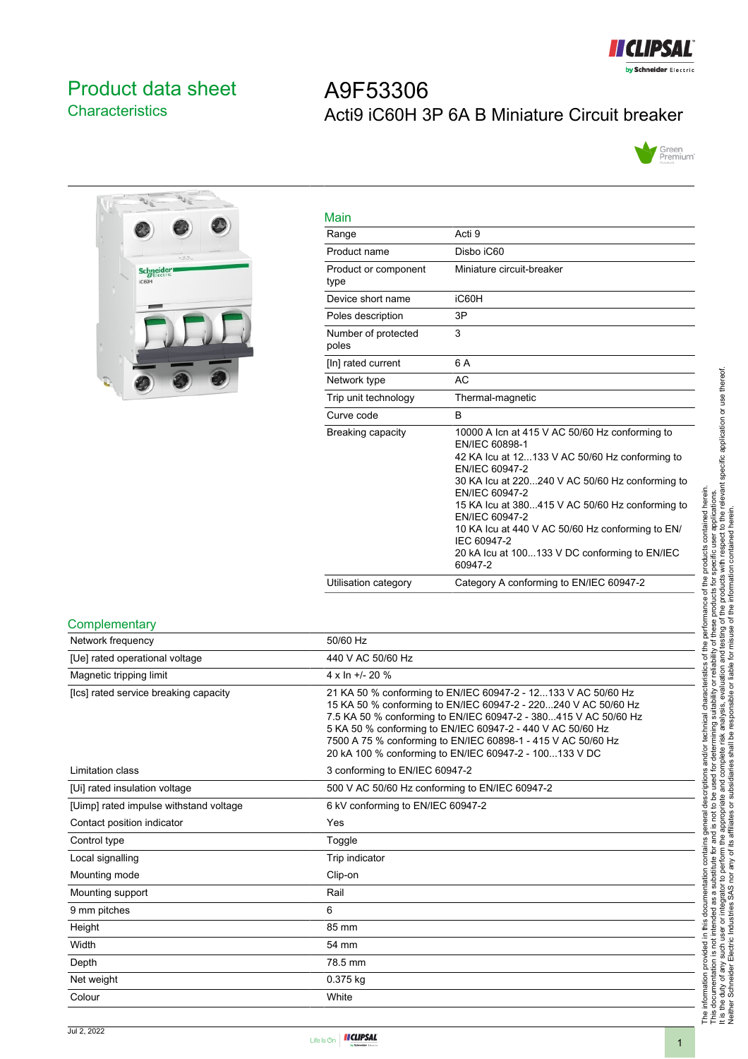# Product data sheet

## Characteristics

# A9F53306

## Acti9 iC60H 3P 6A B Miniature Circuit breaker

### Main

| | |
|---|---|
| Range | Acti 9 |
| Product name | Disbo iC60 |
| Product or component type | Miniature circuit-breaker |
| Device short name | iC60H |
| Poles description | 3P |
| Number of protected poles | 3 |
| [In] rated current | 6 A |
| Network type | AC |
| Trip unit technology | Thermal-magnetic |
| Curve code | B |
| Breaking capacity | 10000 A Icn at 415 V AC 50/60 Hz conforming to EN/IEC 60898-1<br>42 KA Icu at 12...133 V AC 50/60 Hz conforming to EN/IEC 60947-2<br>30 KA Icu at 220...240 V AC 50/60 Hz conforming to EN/IEC 60947-2<br>15 KA Icu at 380...415 V AC 50/60 Hz conforming to EN/IEC 60947-2<br>10 KA Icu at 440 V AC 50/60 Hz conforming to EN/IEC 60947-2<br>20 kA Icu at 100...133 V DC conforming to EN/IEC 60947-2 |
| Utilisation category | Category A conforming to EN/IEC 60947-2 |

### Complementary

| | |
|---|---|
| Network frequency | 50/60 Hz |
| [Ue] rated operational voltage | 440 V AC 50/60 Hz |
| Magnetic tripping limit | 4 x In +/- 20 % |
| [Ics] rated service breaking capacity | 21 KA 50 % conforming to EN/IEC 60947-2 - 12...133 V AC 50/60 Hz<br>15 KA 50 % conforming to EN/IEC 60947-2 - 220...240 V AC 50/60 Hz<br>7.5 KA 50 % conforming to EN/IEC 60947-2 - 380...415 V AC 50/60 Hz<br>5 KA 50 % conforming to EN/IEC 60947-2 - 440 V AC 50/60 Hz<br>7500 A 75 % conforming to EN/IEC 60898-1 - 415 V AC 50/60 Hz<br>20 kA 100 % conforming to EN/IEC 60947-2 - 100...133 V DC |
| Limitation class | 3 conforming to EN/IEC 60947-2 |
| [Ui] rated insulation voltage | 500 V AC 50/60 Hz conforming to EN/IEC 60947-2 |
| [Uimp] rated impulse withstand voltage | 6 kV conforming to EN/IEC 60947-2 |
| Contact position indicator | Yes |
| Control type | Toggle |
| Local signalling | Trip indicator |
| Mounting mode | Clip-on |
| Mounting support | Rail |
| 9 mm pitches | 6 |
| Height | 85 mm |
| Width | 54 mm |
| Depth | 78.5 mm |
| Net weight | 0.375 kg |
| Colour | White |

The information provided in this documentation contains general descriptions and/or technical characteristics of the performance of the products contained herein.
This documentation is not intended as a substitute for and is not to be used for determining suitability or reliability of these products for specific user applications.
It is the duty of any such user or integrator to perform the appropriate and complete risk analysis, evaluation and testing of the products with respect to the relevant specific application or use thereof.
Neither Schneider Electric Industries SAS nor any of its affiliates or subsidiaries shall be responsible or liable for misuse of the information contained herein.

Jul 2, 2022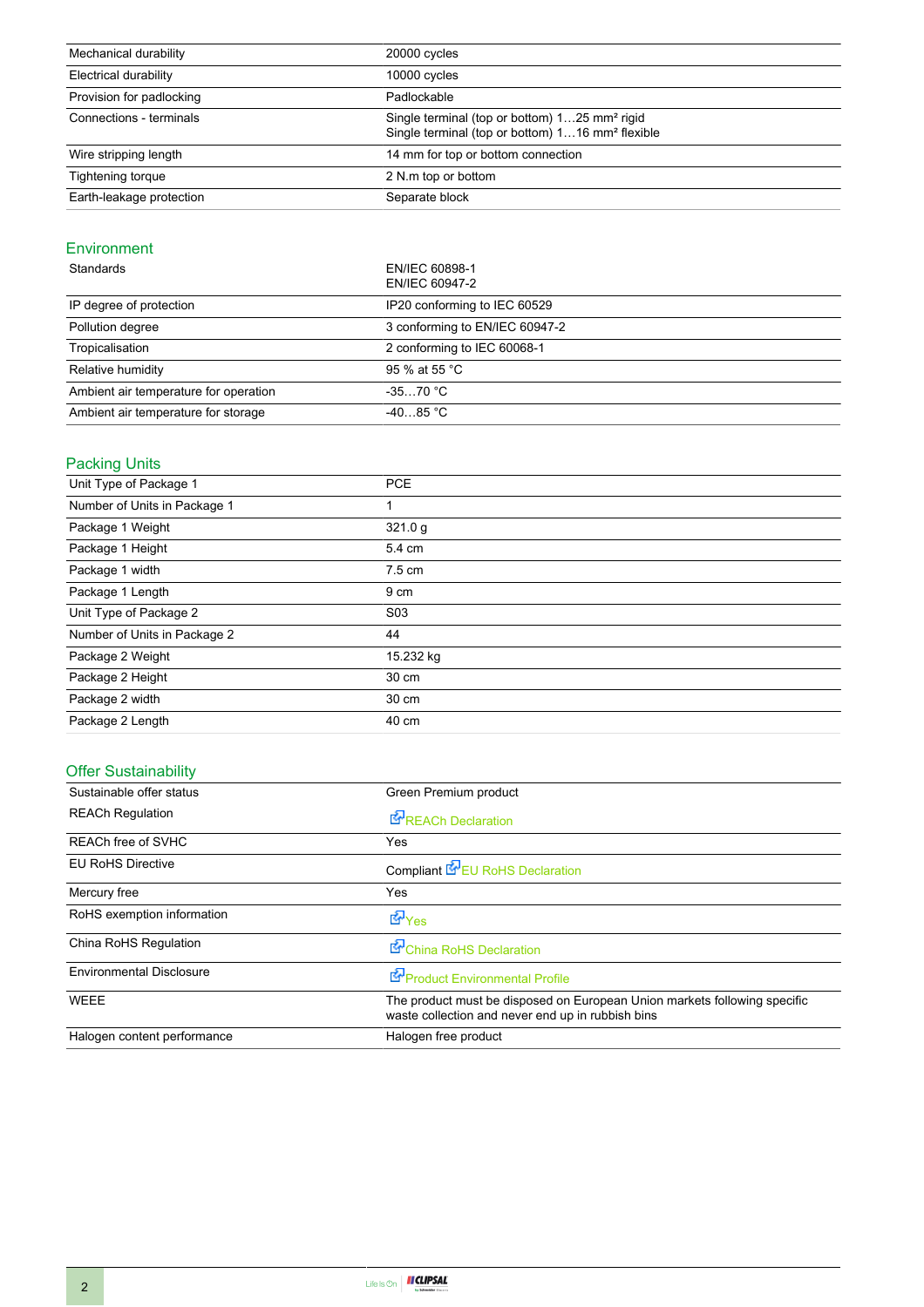| | |
|---|---|
| Mechanical durability | 20000 cycles |
| Electrical durability | 10000 cycles |
| Provision for padlocking | Padlockable |
| Connections - terminals | Single terminal (top or bottom) 1…25 mm² rigid<br>Single terminal (top or bottom) 1…16 mm² flexible |
| Wire stripping length | 14 mm for top or bottom connection |
| Tightening torque | 2 N.m top or bottom |
| Earth-leakage protection | Separate block |

## Environment

| | |
|---|---|
| Standards | EN/IEC 60898-1<br>EN/IEC 60947-2 |
| IP degree of protection | IP20 conforming to IEC 60529 |
| Pollution degree | 3 conforming to EN/IEC 60947-2 |
| Tropicalisation | 2 conforming to IEC 60068-1 |
| Relative humidity | 95 % at 55 °C |
| Ambient air temperature for operation | -35…70 °C |
| Ambient air temperature for storage | -40…85 °C |

## Packing Units

| | |
|---|---|
| Unit Type of Package 1 | PCE |
| Number of Units in Package 1 | 1 |
| Package 1 Weight | 321.0 g |
| Package 1 Height | 5.4 cm |
| Package 1 width | 7.5 cm |
| Package 1 Length | 9 cm |
| Unit Type of Package 2 | S03 |
| Number of Units in Package 2 | 44 |
| Package 2 Weight | 15.232 kg |
| Package 2 Height | 30 cm |
| Package 2 width | 30 cm |
| Package 2 Length | 40 cm |

## Offer Sustainability

| | |
|---|---|
| Sustainable offer status | Green Premium product |
| REACh Regulation | REACh Declaration |
| REACh free of SVHC | Yes |
| EU RoHS Directive | Compliant EU RoHS Declaration |
| Mercury free | Yes |
| RoHS exemption information | Yes |
| China RoHS Regulation | China RoHS Declaration |
| Environmental Disclosure | Product Environmental Profile |
| WEEE | The product must be disposed on European Union markets following specific waste collection and never end up in rubbish bins |
| Halogen content performance | Halogen free product |